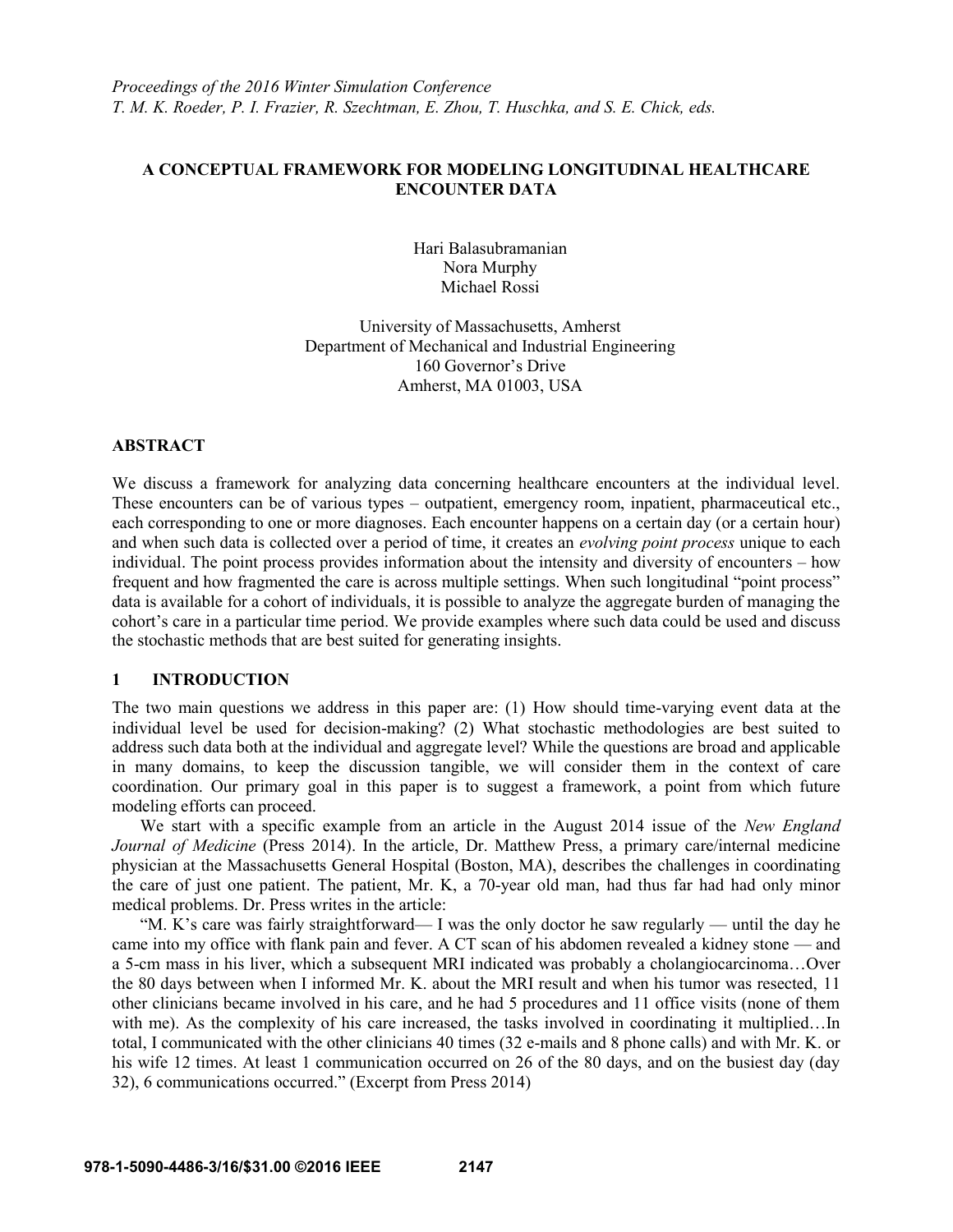*Proceedings of the 2016 Winter Simulation Conference*
*T. M. K. Roeder, P. I. Frazier, R. Szechtman, E. Zhou, T. Huschka, and S. E. Chick, eds.*

# A CONCEPTUAL FRAMEWORK FOR MODELING LONGITUDINAL HEALTHCARE ENCOUNTER DATA

Hari Balasubramanian
Nora Murphy
Michael Rossi

University of Massachusetts, Amherst
Department of Mechanical and Industrial Engineering
160 Governor's Drive
Amherst, MA 01003, USA

## ABSTRACT

We discuss a framework for analyzing data concerning healthcare encounters at the individual level. These encounters can be of various types – outpatient, emergency room, inpatient, pharmaceutical etc., each corresponding to one or more diagnoses. Each encounter happens on a certain day (or a certain hour) and when such data is collected over a period of time, it creates an *evolving point process* unique to each individual. The point process provides information about the intensity and diversity of encounters – how frequent and how fragmented the care is across multiple settings. When such longitudinal "point process" data is available for a cohort of individuals, it is possible to analyze the aggregate burden of managing the cohort's care in a particular time period. We provide examples where such data could be used and discuss the stochastic methods that are best suited for generating insights.

## 1 INTRODUCTION

The two main questions we address in this paper are: (1) How should time-varying event data at the individual level be used for decision-making? (2) What stochastic methodologies are best suited to address such data both at the individual and aggregate level? While the questions are broad and applicable in many domains, to keep the discussion tangible, we will consider them in the context of care coordination. Our primary goal in this paper is to suggest a framework, a point from which future modeling efforts can proceed.

We start with a specific example from an article in the August 2014 issue of the *New England Journal of Medicine* (Press 2014). In the article, Dr. Matthew Press, a primary care/internal medicine physician at the Massachusetts General Hospital (Boston, MA), describes the challenges in coordinating the care of just one patient. The patient, Mr. K, a 70-year old man, had thus far had had only minor medical problems. Dr. Press writes in the article:

"M. K's care was fairly straightforward— I was the only doctor he saw regularly — until the day he came into my office with flank pain and fever. A CT scan of his abdomen revealed a kidney stone — and a 5-cm mass in his liver, which a subsequent MRI indicated was probably a cholangiocarcinoma…Over the 80 days between when I informed Mr. K. about the MRI result and when his tumor was resected, 11 other clinicians became involved in his care, and he had 5 procedures and 11 office visits (none of them with me). As the complexity of his care increased, the tasks involved in coordinating it multiplied…In total, I communicated with the other clinicians 40 times (32 e-mails and 8 phone calls) and with Mr. K. or his wife 12 times. At least 1 communication occurred on 26 of the 80 days, and on the busiest day (day 32), 6 communications occurred." (Excerpt from Press 2014)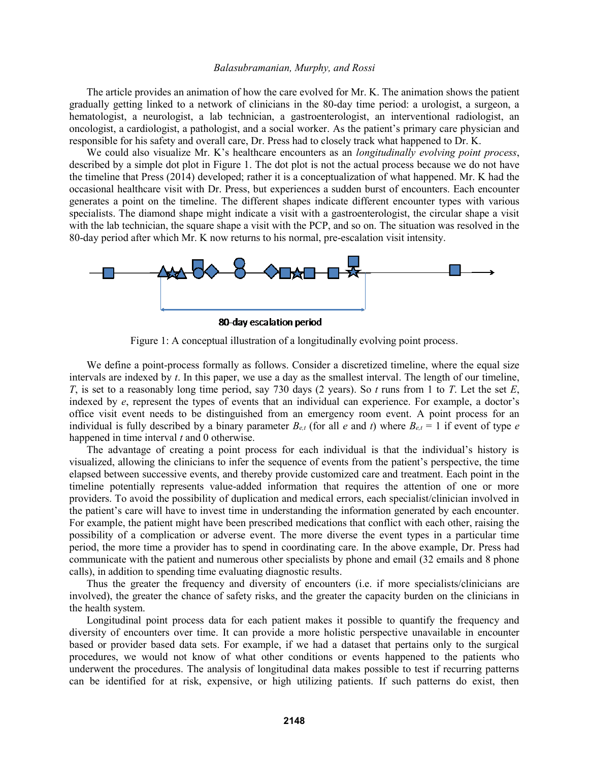The article provides an animation of how the care evolved for Mr. K. The animation shows the patient gradually getting linked to a network of clinicians in the 80-day time period: a urologist, a surgeon, a hematologist, a neurologist, a lab technician, a gastroenterologist, an interventional radiologist, an oncologist, a cardiologist, a pathologist, and a social worker. As the patient's primary care physician and responsible for his safety and overall care, Dr. Press had to closely track what happened to Dr. K.

We could also visualize Mr. K's healthcare encounters as an *longitudinally evolving point process*, described by a simple dot plot in Figure 1. The dot plot is not the actual process because we do not have the timeline that Press (2014) developed; rather it is a conceptualization of what happened. Mr. K had the occasional healthcare visit with Dr. Press, but experiences a sudden burst of encounters. Each encounter generates a point on the timeline. The different shapes indicate different encounter types with various specialists. The diamond shape might indicate a visit with a gastroenterologist, the circular shape a visit with the lab technician, the square shape a visit with the PCP, and so on. The situation was resolved in the 80-day period after which Mr. K now returns to his normal, pre-escalation visit intensity.

80-day escalation period

Figure 1: A conceptual illustration of a longitudinally evolving point process.

We define a point-process formally as follows. Consider a discretized timeline, where the equal size intervals are indexed by $t$. In this paper, we use a day as the smallest interval. The length of our timeline, $T$, is set to a reasonably long time period, say 730 days (2 years). So $t$ runs from 1 to $T$. Let the set $E$, indexed by $e$, represent the types of events that an individual can experience. For example, a doctor's office visit event needs to be distinguished from an emergency room event. A point process for an individual is fully described by a binary parameter $B_{e,t}$ (for all $e$ and $t$) where $B_{e,t} = 1$ if event of type $e$ happened in time interval $t$ and 0 otherwise.

The advantage of creating a point process for each individual is that the individual's history is visualized, allowing the clinicians to infer the sequence of events from the patient's perspective, the time elapsed between successive events, and thereby provide customized care and treatment. Each point in the timeline potentially represents value-added information that requires the attention of one or more providers. To avoid the possibility of duplication and medical errors, each specialist/clinician involved in the patient's care will have to invest time in understanding the information generated by each encounter. For example, the patient might have been prescribed medications that conflict with each other, raising the possibility of a complication or adverse event. The more diverse the event types in a particular time period, the more time a provider has to spend in coordinating care. In the above example, Dr. Press had communicate with the patient and numerous other specialists by phone and email (32 emails and 8 phone calls), in addition to spending time evaluating diagnostic results.

Thus the greater the frequency and diversity of encounters (i.e. if more specialists/clinicians are involved), the greater the chance of safety risks, and the greater the capacity burden on the clinicians in the health system.

Longitudinal point process data for each patient makes it possible to quantify the frequency and diversity of encounters over time. It can provide a more holistic perspective unavailable in encounter based or provider based data sets. For example, if we had a dataset that pertains only to the surgical procedures, we would not know of what other conditions or events happened to the patients who underwent the procedures. The analysis of longitudinal data makes possible to test if recurring patterns can be identified for at risk, expensive, or high utilizing patients. If such patterns do exist, then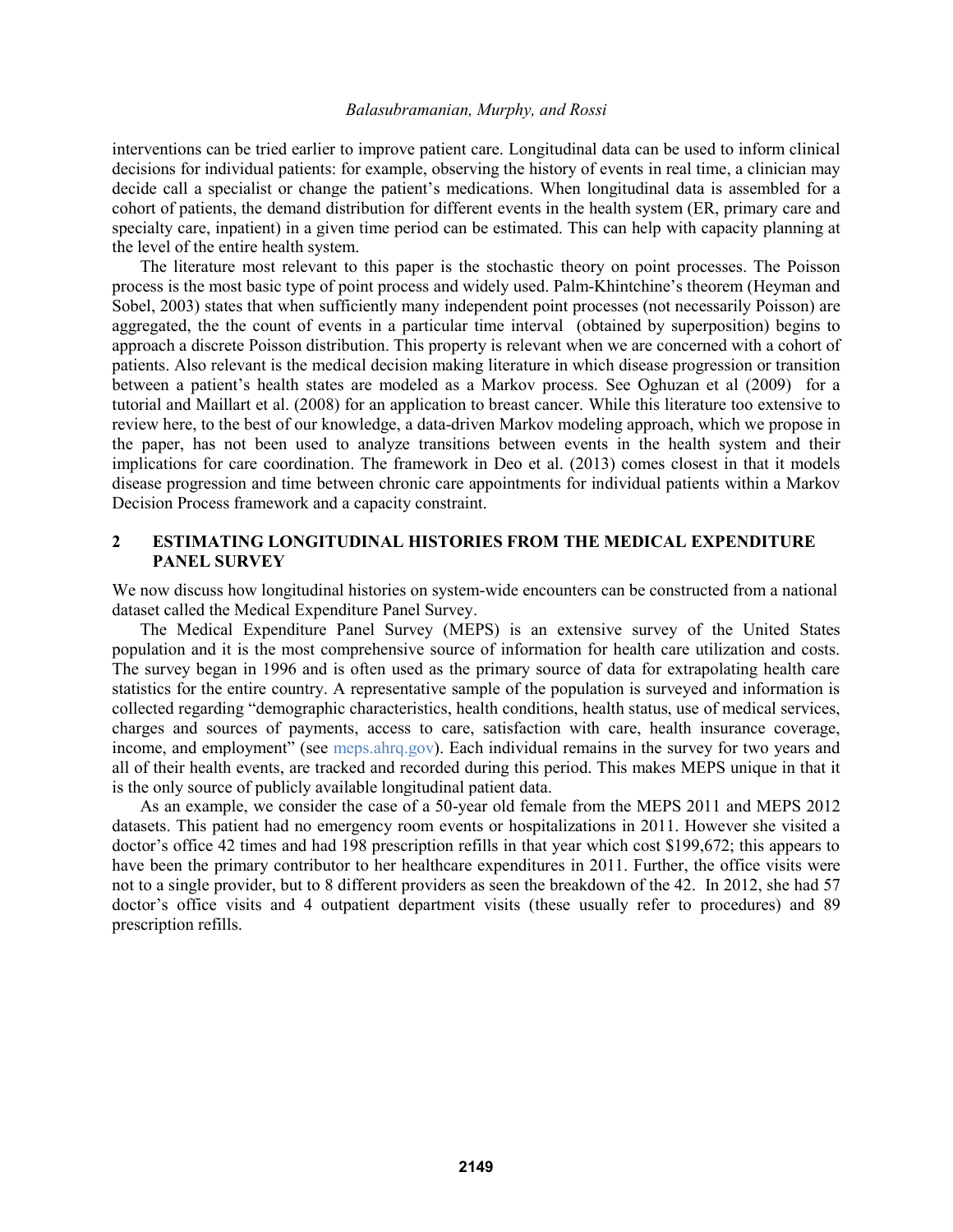interventions can be tried earlier to improve patient care. Longitudinal data can be used to inform clinical decisions for individual patients: for example, observing the history of events in real time, a clinician may decide call a specialist or change the patient's medications. When longitudinal data is assembled for a cohort of patients, the demand distribution for different events in the health system (ER, primary care and specialty care, inpatient) in a given time period can be estimated. This can help with capacity planning at the level of the entire health system.

The literature most relevant to this paper is the stochastic theory on point processes. The Poisson process is the most basic type of point process and widely used. Palm-Khintchine's theorem (Heyman and Sobel, 2003) states that when sufficiently many independent point processes (not necessarily Poisson) are aggregated, the the count of events in a particular time interval (obtained by superposition) begins to approach a discrete Poisson distribution. This property is relevant when we are concerned with a cohort of patients. Also relevant is the medical decision making literature in which disease progression or transition between a patient's health states are modeled as a Markov process. See Oghuzan et al (2009) for a tutorial and Maillart et al. (2008) for an application to breast cancer. While this literature too extensive to review here, to the best of our knowledge, a data-driven Markov modeling approach, which we propose in the paper, has not been used to analyze transitions between events in the health system and their implications for care coordination. The framework in Deo et al. (2013) comes closest in that it models disease progression and time between chronic care appointments for individual patients within a Markov Decision Process framework and a capacity constraint.

## 2 ESTIMATING LONGITUDINAL HISTORIES FROM THE MEDICAL EXPENDITURE PANEL SURVEY

We now discuss how longitudinal histories on system-wide encounters can be constructed from a national dataset called the Medical Expenditure Panel Survey.

The Medical Expenditure Panel Survey (MEPS) is an extensive survey of the United States population and it is the most comprehensive source of information for health care utilization and costs. The survey began in 1996 and is often used as the primary source of data for extrapolating health care statistics for the entire country. A representative sample of the population is surveyed and information is collected regarding "demographic characteristics, health conditions, health status, use of medical services, charges and sources of payments, access to care, satisfaction with care, health insurance coverage, income, and employment" (see meps.ahrq.gov). Each individual remains in the survey for two years and all of their health events, are tracked and recorded during this period. This makes MEPS unique in that it is the only source of publicly available longitudinal patient data.

As an example, we consider the case of a 50-year old female from the MEPS 2011 and MEPS 2012 datasets. This patient had no emergency room events or hospitalizations in 2011. However she visited a doctor's office 42 times and had 198 prescription refills in that year which cost $199,672; this appears to have been the primary contributor to her healthcare expenditures in 2011. Further, the office visits were not to a single provider, but to 8 different providers as seen the breakdown of the 42. In 2012, she had 57 doctor's office visits and 4 outpatient department visits (these usually refer to procedures) and 89 prescription refills.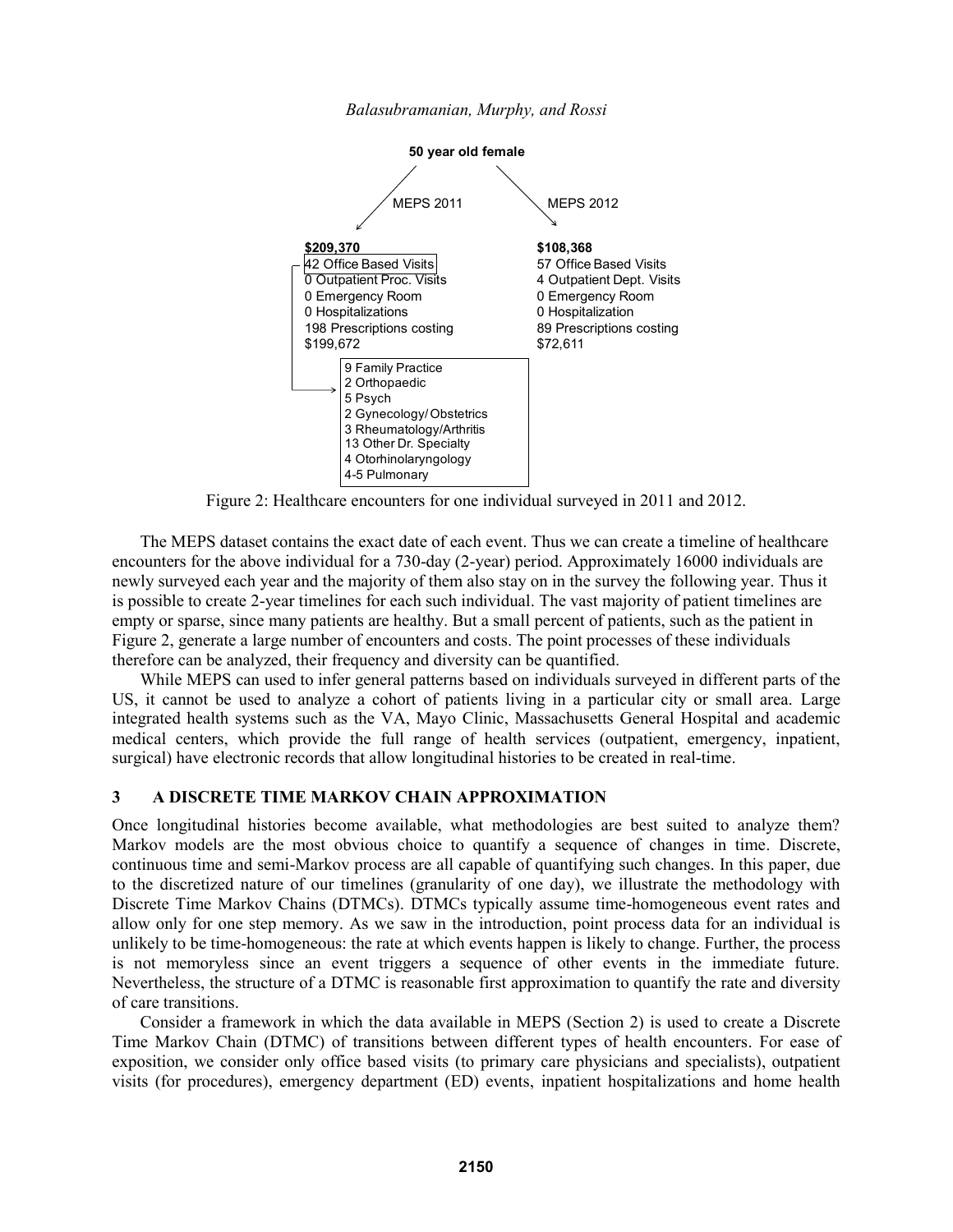**50 year old female**

MEPS 2011

**$209,370**
42 Office Based Visits
0 Outpatient Proc. Visits
0 Emergency Room
0 Hospitalizations
198 Prescriptions costing $199,672

- 9 Family Practice
- 2 Orthopaedic
- 5 Psych
- 2 Gynecology/ Obstetrics
- 3 Rheumatology/Arthritis
- 13 Other Dr. Specialty
- 4 Otorhinolaryngology
- 4-5 Pulmonary

MEPS 2012

**$108,368**
57 Office Based Visits
4 Outpatient Dept. Visits
0 Emergency Room
0 Hospitalization
89 Prescriptions costing $72,611

Figure 2: Healthcare encounters for one individual surveyed in 2011 and 2012.

The MEPS dataset contains the exact date of each event. Thus we can create a timeline of healthcare encounters for the above individual for a 730-day (2-year) period. Approximately 16000 individuals are newly surveyed each year and the majority of them also stay on in the survey the following year. Thus it is possible to create 2-year timelines for each such individual. The vast majority of patient timelines are empty or sparse, since many patients are healthy. But a small percent of patients, such as the patient in Figure 2, generate a large number of encounters and costs. The point processes of these individuals therefore can be analyzed, their frequency and diversity can be quantified.

While MEPS can used to infer general patterns based on individuals surveyed in different parts of the US, it cannot be used to analyze a cohort of patients living in a particular city or small area. Large integrated health systems such as the VA, Mayo Clinic, Massachusetts General Hospital and academic medical centers, which provide the full range of health services (outpatient, emergency, inpatient, surgical) have electronic records that allow longitudinal histories to be created in real-time.

## 3 A DISCRETE TIME MARKOV CHAIN APPROXIMATION

Once longitudinal histories become available, what methodologies are best suited to analyze them? Markov models are the most obvious choice to quantify a sequence of changes in time. Discrete, continuous time and semi-Markov process are all capable of quantifying such changes. In this paper, due to the discretized nature of our timelines (granularity of one day), we illustrate the methodology with Discrete Time Markov Chains (DTMCs). DTMCs typically assume time-homogeneous event rates and allow only for one step memory. As we saw in the introduction, point process data for an individual is unlikely to be time-homogeneous: the rate at which events happen is likely to change. Further, the process is not memoryless since an event triggers a sequence of other events in the immediate future. Nevertheless, the structure of a DTMC is reasonable first approximation to quantify the rate and diversity of care transitions.

Consider a framework in which the data available in MEPS (Section 2) is used to create a Discrete Time Markov Chain (DTMC) of transitions between different types of health encounters. For ease of exposition, we consider only office based visits (to primary care physicians and specialists), outpatient visits (for procedures), emergency department (ED) events, inpatient hospitalizations and home health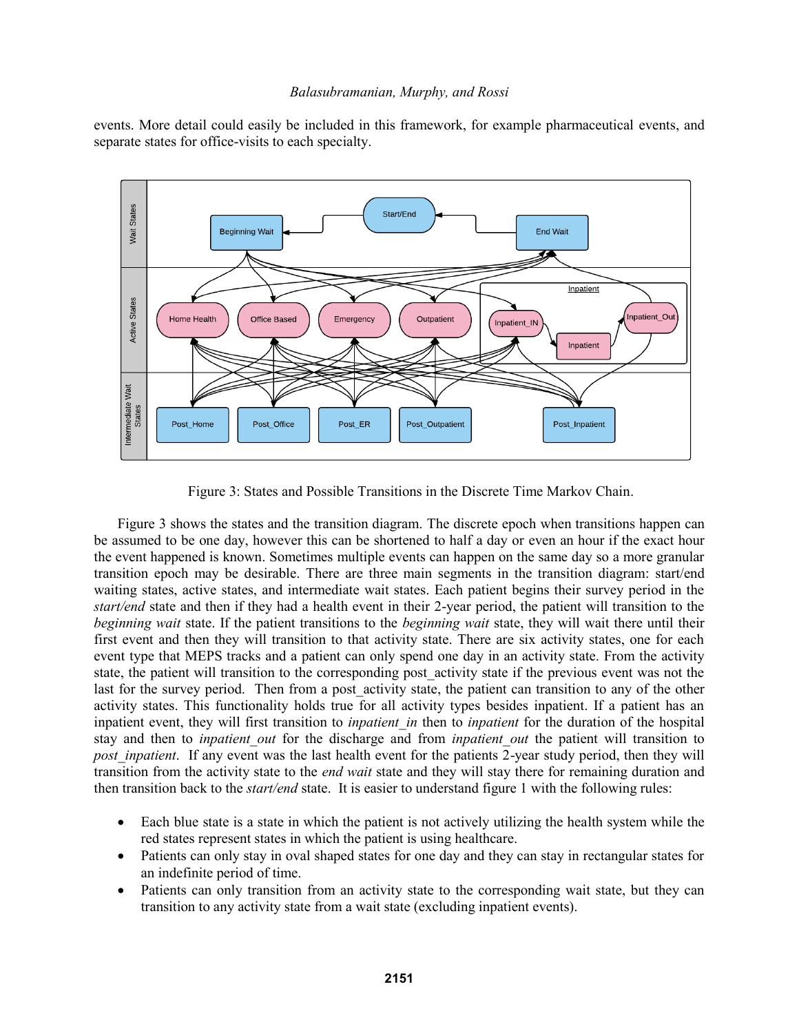events. More detail could easily be included in this framework, for example pharmaceutical events, and separate states for office-visits to each specialty.

Figure 3: States and Possible Transitions in the Discrete Time Markov Chain.

Figure 3 shows the states and the transition diagram. The discrete epoch when transitions happen can be assumed to be one day, however this can be shortened to half a day or even an hour if the exact hour the event happened is known. Sometimes multiple events can happen on the same day so a more granular transition epoch may be desirable. There are three main segments in the transition diagram: start/end waiting states, active states, and intermediate wait states. Each patient begins their survey period in the *start/end* state and then if they had a health event in their 2-year period, the patient will transition to the *beginning wait* state. If the patient transitions to the *beginning wait* state, they will wait there until their first event and then they will transition to that activity state. There are six activity states, one for each event type that MEPS tracks and a patient can only spend one day in an activity state. From the activity state, the patient will transition to the corresponding post_activity state if the previous event was not the last for the survey period. Then from a post_activity state, the patient can transition to any of the other activity states. This functionality holds true for all activity types besides inpatient. If a patient has an inpatient event, they will first transition to *inpatient_in* then to *inpatient* for the duration of the hospital stay and then to *inpatient_out* for the discharge and from *inpatient_out* the patient will transition to *post_inpatient*. If any event was the last health event for the patients 2-year study period, then they will transition from the activity state to the *end wait* state and they will stay there for remaining duration and then transition back to the *start/end* state. It is easier to understand figure 1 with the following rules:

- Each blue state is a state in which the patient is not actively utilizing the health system while the red states represent states in which the patient is using healthcare.
- Patients can only stay in oval shaped states for one day and they can stay in rectangular states for an indefinite period of time.
- Patients can only transition from an activity state to the corresponding wait state, but they can transition to any activity state from a wait state (excluding inpatient events).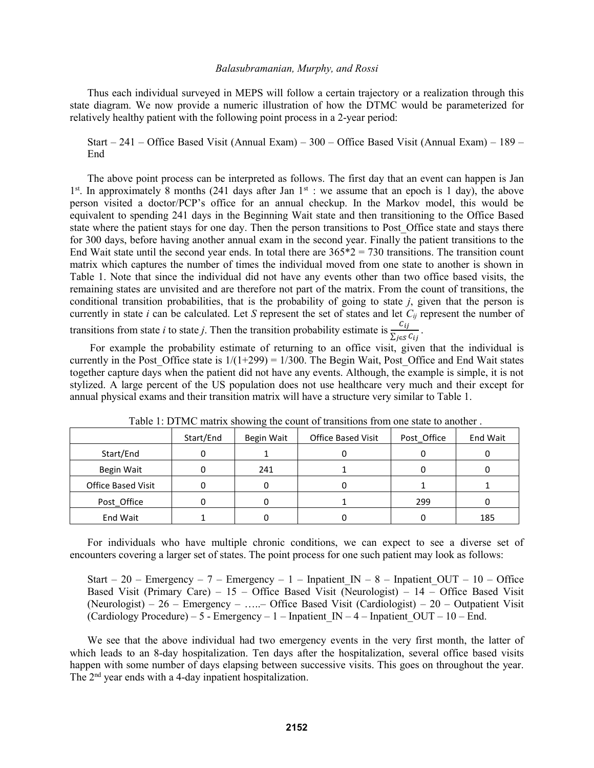Thus each individual surveyed in MEPS will follow a certain trajectory or a realization through this state diagram. We now provide a numeric illustration of how the DTMC would be parameterized for relatively healthy patient with the following point process in a 2-year period:

> Start – 241 – Office Based Visit (Annual Exam) – 300 – Office Based Visit (Annual Exam) – 189 – End

The above point process can be interpreted as follows. The first day that an event can happen is Jan 1[st]. In approximately 8 months (241 days after Jan 1[st] : we assume that an epoch is 1 day), the above person visited a doctor/PCP's office for an annual checkup. In the Markov model, this would be equivalent to spending 241 days in the Beginning Wait state and then transitioning to the Office Based state where the patient stays for one day. Then the person transitions to Post_Office state and stays there for 300 days, before having another annual exam in the second year. Finally the patient transitions to the End Wait state until the second year ends. In total there are 365*2 = 730 transitions. The transition count matrix which captures the number of times the individual moved from one state to another is shown in Table 1. Note that since the individual did not have any events other than two office based visits, the remaining states are unvisited and are therefore not part of the matrix. From the count of transitions, the conditional transition probabilities, that is the probability of going to state *j*, given that the person is currently in state *i* can be calculated. Let *S* represent the set of states and let $C_{ij}$ represent the number of transitions from state *i* to state *j*. Then the transition probability estimate is $\frac{C_{ij}}{\sum_{j \in S} C_{ij}}$.

For example the probability estimate of returning to an office visit, given that the individual is currently in the Post_Office state is 1/(1+299) = 1/300. The Begin Wait, Post_Office and End Wait states together capture days when the patient did not have any events. Although, the example is simple, it is not stylized. A large percent of the US population does not use healthcare very much and their except for annual physical exams and their transition matrix will have a structure very similar to Table 1.

Table 1: DTMC matrix showing the count of transitions from one state to another .

| | Start/End | Begin Wait | Office Based Visit | Post_Office | End Wait |
|---|---|---|---|---|---|
| Start/End | 0 | 1 | 0 | 0 | 0 |
| Begin Wait | 0 | 241 | 1 | 0 | 0 |
| Office Based Visit | 0 | 0 | 0 | 1 | 1 |
| Post_Office | 0 | 0 | 1 | 299 | 0 |
| End Wait | 1 | 0 | 0 | 0 | 185 |

For individuals who have multiple chronic conditions, we can expect to see a diverse set of encounters covering a larger set of states. The point process for one such patient may look as follows:

> Start – 20 – Emergency – 7 – Emergency – 1 – Inpatient_IN – 8 – Inpatient_OUT – 10 – Office Based Visit (Primary Care) – 15 – Office Based Visit (Neurologist) – 14 – Office Based Visit (Neurologist) – 26 – Emergency – …..– Office Based Visit (Cardiologist) – 20 – Outpatient Visit (Cardiology Procedure) – 5 - Emergency – 1 – Inpatient_IN – 4 – Inpatient_OUT – 10 – End.

We see that the above individual had two emergency events in the very first month, the latter of which leads to an 8-day hospitalization. Ten days after the hospitalization, several office based visits happen with some number of days elapsing between successive visits. This goes on throughout the year. The 2[nd] year ends with a 4-day inpatient hospitalization.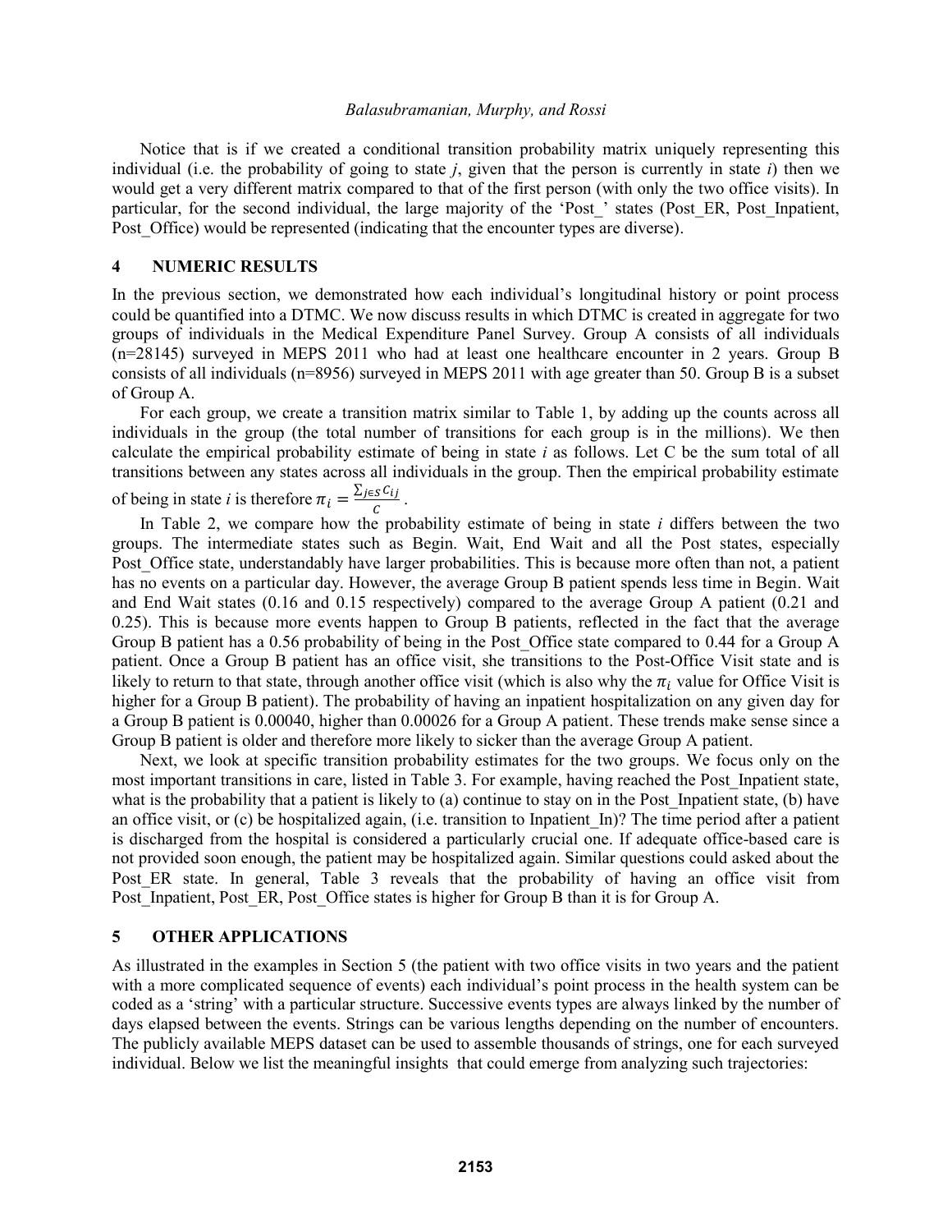Notice that is if we created a conditional transition probability matrix uniquely representing this individual (i.e. the probability of going to state *j*, given that the person is currently in state *i*) then we would get a very different matrix compared to that of the first person (with only the two office visits). In particular, for the second individual, the large majority of the 'Post_' states (Post_ER, Post_Inpatient, Post_Office) would be represented (indicating that the encounter types are diverse).

## 4 NUMERIC RESULTS

In the previous section, we demonstrated how each individual's longitudinal history or point process could be quantified into a DTMC. We now discuss results in which DTMC is created in aggregate for two groups of individuals in the Medical Expenditure Panel Survey. Group A consists of all individuals (n=28145) surveyed in MEPS 2011 who had at least one healthcare encounter in 2 years. Group B consists of all individuals (n=8956) surveyed in MEPS 2011 with age greater than 50. Group B is a subset of Group A.

For each group, we create a transition matrix similar to Table 1, by adding up the counts across all individuals in the group (the total number of transitions for each group is in the millions). We then calculate the empirical probability estimate of being in state *i* as follows. Let C be the sum total of all transitions between any states across all individuals in the group. Then the empirical probability estimate of being in state *i* is therefore $\pi_i = \frac{\sum_{j \in S} C_{ij}}{C}$.

In Table 2, we compare how the probability estimate of being in state *i* differs between the two groups. The intermediate states such as Begin. Wait, End Wait and all the Post states, especially Post_Office state, understandably have larger probabilities. This is because more often than not, a patient has no events on a particular day. However, the average Group B patient spends less time in Begin. Wait and End Wait states (0.16 and 0.15 respectively) compared to the average Group A patient (0.21 and 0.25). This is because more events happen to Group B patients, reflected in the fact that the average Group B patient has a 0.56 probability of being in the Post_Office state compared to 0.44 for a Group A patient. Once a Group B patient has an office visit, she transitions to the Post-Office Visit state and is likely to return to that state, through another office visit (which is also why the $\pi_i$ value for Office Visit is higher for a Group B patient). The probability of having an inpatient hospitalization on any given day for a Group B patient is 0.00040, higher than 0.00026 for a Group A patient. These trends make sense since a Group B patient is older and therefore more likely to sicker than the average Group A patient.

Next, we look at specific transition probability estimates for the two groups. We focus only on the most important transitions in care, listed in Table 3. For example, having reached the Post_Inpatient state, what is the probability that a patient is likely to (a) continue to stay on in the Post_Inpatient state, (b) have an office visit, or (c) be hospitalized again, (i.e. transition to Inpatient_In)? The time period after a patient is discharged from the hospital is considered a particularly crucial one. If adequate office-based care is not provided soon enough, the patient may be hospitalized again. Similar questions could asked about the Post_ER state. In general, Table 3 reveals that the probability of having an office visit from Post_Inpatient, Post_ER, Post_Office states is higher for Group B than it is for Group A.

## 5 OTHER APPLICATIONS

As illustrated in the examples in Section 5 (the patient with two office visits in two years and the patient with a more complicated sequence of events) each individual's point process in the health system can be coded as a 'string' with a particular structure. Successive events types are always linked by the number of days elapsed between the events. Strings can be various lengths depending on the number of encounters. The publicly available MEPS dataset can be used to assemble thousands of strings, one for each surveyed individual. Below we list the meaningful insights that could emerge from analyzing such trajectories: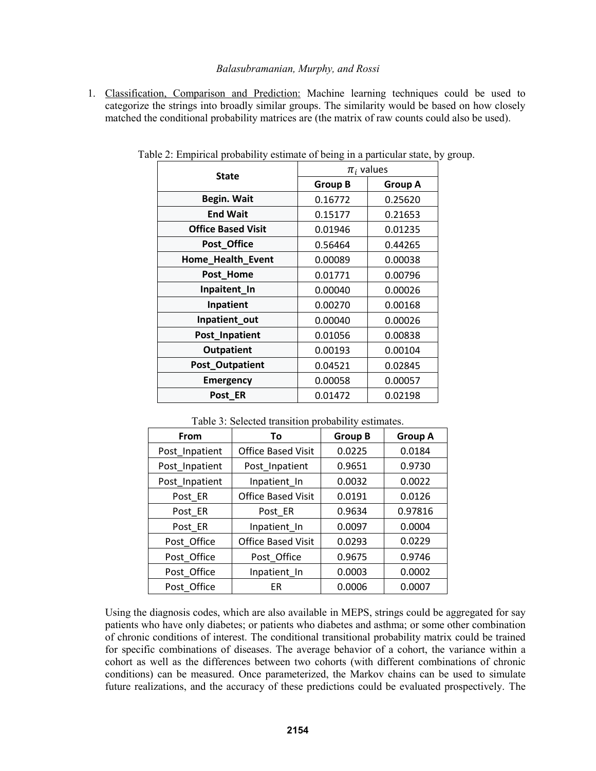1. Classification, Comparison and Prediction: Machine learning techniques could be used to categorize the strings into broadly similar groups. The similarity would be based on how closely matched the conditional probability matrices are (the matrix of raw counts could also be used).

Table 2: Empirical probability estimate of being in a particular state, by group.

| State | $\pi_i$ values | |
|---|---|---|
| | **Group B** | **Group A** |
| **Begin. Wait** | 0.16772 | 0.25620 |
| **End Wait** | 0.15177 | 0.21653 |
| **Office Based Visit** | 0.01946 | 0.01235 |
| **Post_Office** | 0.56464 | 0.44265 |
| **Home_Health_Event** | 0.00089 | 0.00038 |
| **Post_Home** | 0.01771 | 0.00796 |
| **Inpaitent_In** | 0.00040 | 0.00026 |
| **Inpatient** | 0.00270 | 0.00168 |
| **Inpatient_out** | 0.00040 | 0.00026 |
| **Post_Inpatient** | 0.01056 | 0.00838 |
| **Outpatient** | 0.00193 | 0.00104 |
| **Post_Outpatient** | 0.04521 | 0.02845 |
| **Emergency** | 0.00058 | 0.00057 |
| **Post_ER** | 0.01472 | 0.02198 |

Table 3: Selected transition probability estimates.

| From | To | Group B | Group A |
|---|---|---|---|
| Post_Inpatient | Office Based Visit | 0.0225 | 0.0184 |
| Post_Inpatient | Post_Inpatient | 0.9651 | 0.9730 |
| Post_Inpatient | Inpatient_In | 0.0032 | 0.0022 |
| Post_ER | Office Based Visit | 0.0191 | 0.0126 |
| Post_ER | Post_ER | 0.9634 | 0.97816 |
| Post_ER | Inpatient_In | 0.0097 | 0.0004 |
| Post_Office | Office Based Visit | 0.0293 | 0.0229 |
| Post_Office | Post_Office | 0.9675 | 0.9746 |
| Post_Office | Inpatient_In | 0.0003 | 0.0002 |
| Post_Office | ER | 0.0006 | 0.0007 |

Using the diagnosis codes, which are also available in MEPS, strings could be aggregated for say patients who have only diabetes; or patients who diabetes and asthma; or some other combination of chronic conditions of interest. The conditional transitional probability matrix could be trained for specific combinations of diseases. The average behavior of a cohort, the variance within a cohort as well as the differences between two cohorts (with different combinations of chronic conditions) can be measured. Once parameterized, the Markov chains can be used to simulate future realizations, and the accuracy of these predictions could be evaluated prospectively. The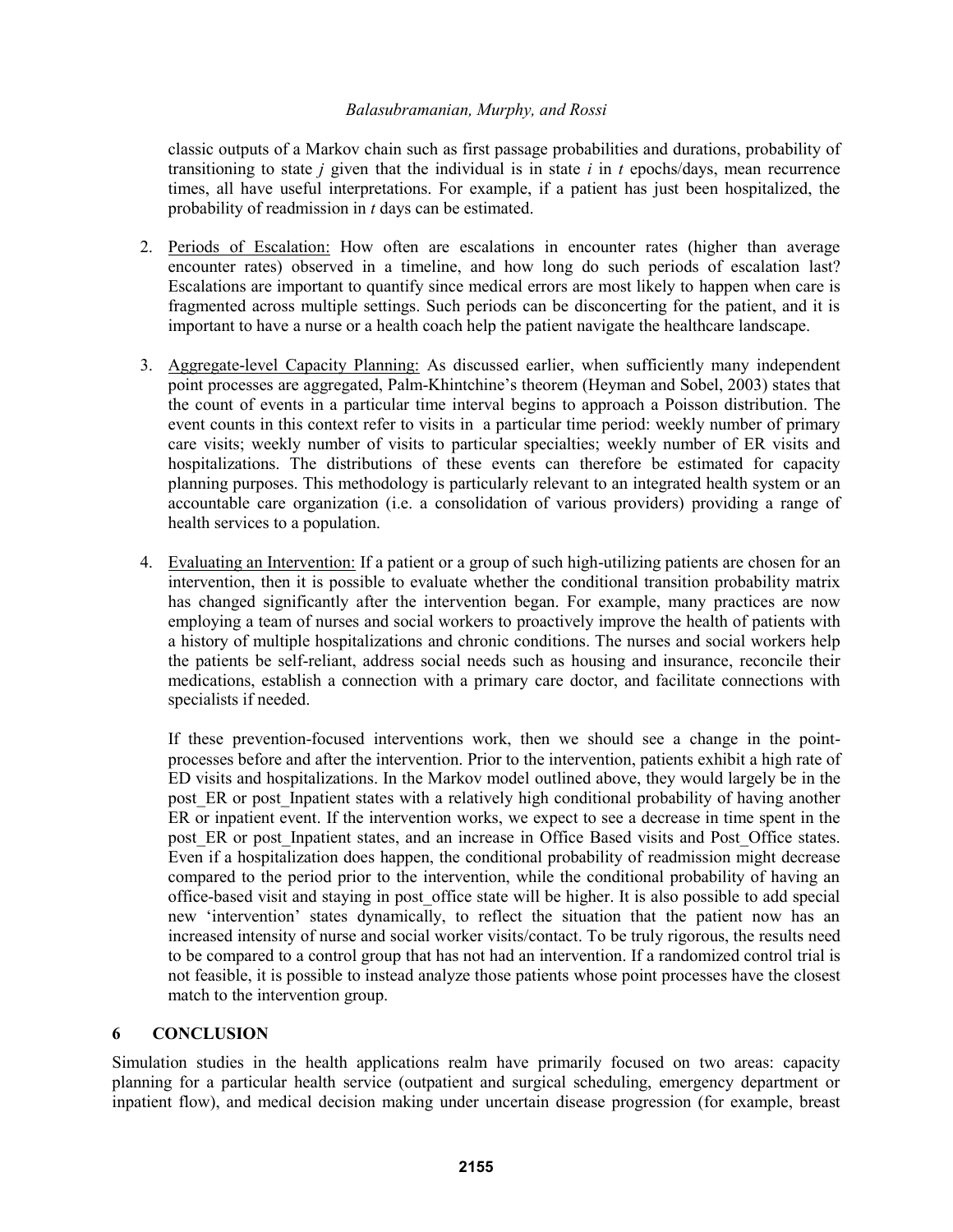classic outputs of a Markov chain such as first passage probabilities and durations, probability of transitioning to state *j* given that the individual is in state *i* in *t* epochs/days, mean recurrence times, all have useful interpretations. For example, if a patient has just been hospitalized, the probability of readmission in *t* days can be estimated.

2. Periods of Escalation: How often are escalations in encounter rates (higher than average encounter rates) observed in a timeline, and how long do such periods of escalation last? Escalations are important to quantify since medical errors are most likely to happen when care is fragmented across multiple settings. Such periods can be disconcerting for the patient, and it is important to have a nurse or a health coach help the patient navigate the healthcare landscape.

3. Aggregate-level Capacity Planning: As discussed earlier, when sufficiently many independent point processes are aggregated, Palm-Khintchine's theorem (Heyman and Sobel, 2003) states that the count of events in a particular time interval begins to approach a Poisson distribution. The event counts in this context refer to visits in a particular time period: weekly number of primary care visits; weekly number of visits to particular specialties; weekly number of ER visits and hospitalizations. The distributions of these events can therefore be estimated for capacity planning purposes. This methodology is particularly relevant to an integrated health system or an accountable care organization (i.e. a consolidation of various providers) providing a range of health services to a population.

4. Evaluating an Intervention: If a patient or a group of such high-utilizing patients are chosen for an intervention, then it is possible to evaluate whether the conditional transition probability matrix has changed significantly after the intervention began. For example, many practices are now employing a team of nurses and social workers to proactively improve the health of patients with a history of multiple hospitalizations and chronic conditions. The nurses and social workers help the patients be self-reliant, address social needs such as housing and insurance, reconcile their medications, establish a connection with a primary care doctor, and facilitate connections with specialists if needed.

   If these prevention-focused interventions work, then we should see a change in the point-processes before and after the intervention. Prior to the intervention, patients exhibit a high rate of ED visits and hospitalizations. In the Markov model outlined above, they would largely be in the post_ER or post_Inpatient states with a relatively high conditional probability of having another ER or inpatient event. If the intervention works, we expect to see a decrease in time spent in the post_ER or post_Inpatient states, and an increase in Office Based visits and Post_Office states. Even if a hospitalization does happen, the conditional probability of readmission might decrease compared to the period prior to the intervention, while the conditional probability of having an office-based visit and staying in post_office state will be higher. It is also possible to add special new 'intervention' states dynamically, to reflect the situation that the patient now has an increased intensity of nurse and social worker visits/contact. To be truly rigorous, the results need to be compared to a control group that has not had an intervention. If a randomized control trial is not feasible, it is possible to instead analyze those patients whose point processes have the closest match to the intervention group.

## 6 CONCLUSION

Simulation studies in the health applications realm have primarily focused on two areas: capacity planning for a particular health service (outpatient and surgical scheduling, emergency department or inpatient flow), and medical decision making under uncertain disease progression (for example, breast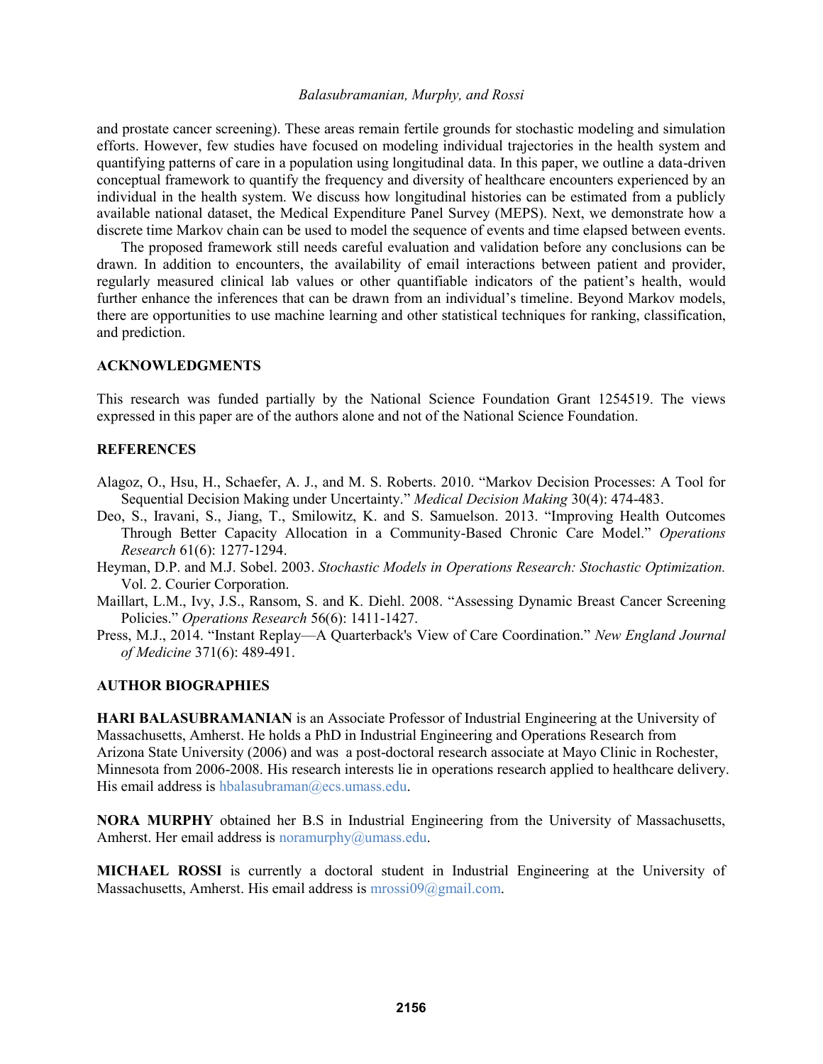and prostate cancer screening). These areas remain fertile grounds for stochastic modeling and simulation efforts. However, few studies have focused on modeling individual trajectories in the health system and quantifying patterns of care in a population using longitudinal data. In this paper, we outline a data-driven conceptual framework to quantify the frequency and diversity of healthcare encounters experienced by an individual in the health system. We discuss how longitudinal histories can be estimated from a publicly available national dataset, the Medical Expenditure Panel Survey (MEPS). Next, we demonstrate how a discrete time Markov chain can be used to model the sequence of events and time elapsed between events.

The proposed framework still needs careful evaluation and validation before any conclusions can be drawn. In addition to encounters, the availability of email interactions between patient and provider, regularly measured clinical lab values or other quantifiable indicators of the patient's health, would further enhance the inferences that can be drawn from an individual's timeline. Beyond Markov models, there are opportunities to use machine learning and other statistical techniques for ranking, classification, and prediction.

## ACKNOWLEDGMENTS

This research was funded partially by the National Science Foundation Grant 1254519. The views expressed in this paper are of the authors alone and not of the National Science Foundation.

## REFERENCES

Alagoz, O., Hsu, H., Schaefer, A. J., and M. S. Roberts. 2010. "Markov Decision Processes: A Tool for Sequential Decision Making under Uncertainty." *Medical Decision Making* 30(4): 474-483.

Deo, S., Iravani, S., Jiang, T., Smilowitz, K. and S. Samuelson. 2013. "Improving Health Outcomes Through Better Capacity Allocation in a Community-Based Chronic Care Model." *Operations Research* 61(6): 1277-1294.

Heyman, D.P. and M.J. Sobel. 2003. *Stochastic Models in Operations Research: Stochastic Optimization.* Vol. 2. Courier Corporation.

Maillart, L.M., Ivy, J.S., Ransom, S. and K. Diehl. 2008. "Assessing Dynamic Breast Cancer Screening Policies." *Operations Research* 56(6): 1411-1427.

Press, M.J., 2014. "Instant Replay—A Quarterback's View of Care Coordination." *New England Journal of Medicine* 371(6): 489-491.

## AUTHOR BIOGRAPHIES

**HARI BALASUBRAMANIAN** is an Associate Professor of Industrial Engineering at the University of Massachusetts, Amherst. He holds a PhD in Industrial Engineering and Operations Research from Arizona State University (2006) and was a post-doctoral research associate at Mayo Clinic in Rochester, Minnesota from 2006-2008. His research interests lie in operations research applied to healthcare delivery. His email address is hbalasubraman@ecs.umass.edu.

**NORA MURPHY** obtained her B.S in Industrial Engineering from the University of Massachusetts, Amherst. Her email address is noramurphy@umass.edu.

**MICHAEL ROSSI** is currently a doctoral student in Industrial Engineering at the University of Massachusetts, Amherst. His email address is mrossi09@gmail.com.